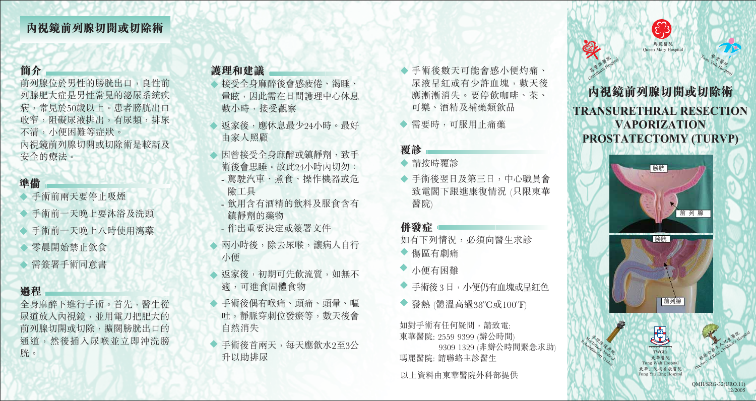# 內視鏡前列腺切開或切除術

## 簡介

前列腺位於男性的膀胱出口，良性前列腺肥大症是男性常見的泌尿系統疾病，常見於50歲以上。患者膀胱出口收窄，阻礙尿液排出，有尿頻，排尿不清，小便困難等症狀。

內視鏡前列腺切開或切除術是較新及安全的療法。

## 準備

- 手術前兩天要停止吸煙
- 手術前一天晚上要沐浴及洗頭
- 手術前一天晚上八時使用瀉藥
- 零晨開始禁止飲食
- 需簽署手術同意書

## 過程

全身麻醉下進行手術。首先，醫生從尿道放入內視鏡，並用電刀把肥大的前列腺切開或切除，擴闊膀胱出口的通道，然後插入尿喉並立即沖洗膀胱。

## 護理和建議

- 接受全身麻醉後會感疲倦、渴睡、暈眩，因此需在日間護理中心休息數小時，接受觀察
- 返家後，應休息最少24小時。最好由家人照顧
- 因曾接受全身麻醉或鎮靜劑，致手術後會思睡。故此24小時內切勿：
  - 駕駛汽車、煮食、操作機器或危險工具
  - 飲用含有酒精的飲料及服食含有鎮靜劑的藥物
  - 作出重要決定或簽署文件
- 兩小時後，除去尿喉，讓病人自行小便
- 返家後，初期可先飲流質，如無不適，可進食固體食物
- 手術後偶有喉痛、頭痛、頭暈、嘔吐，靜脈穿刺位發瘀等，數天後會自然消失
- 手術後首兩天，每天應飲水2至3公升以助排尿
- 手術後數天可能會感小便灼痛、尿液呈紅或有少許血塊，數天後應漸漸消失。要停飲咖啡、茶、可樂、酒精及補藥類飲品
- 需要時，可服用止痛藥

## 覆診

- 請按時覆診
- 手術後翌日及第三日，中心職員會致電閣下跟進康復情況 (只限東華醫院)

## 併發症

如有下列情況，必須向醫生求診

- 傷區有劇痛
- 小便有困難
- 手術後3日，小便仍有血塊或呈紅色
- 發熱 (體溫高過38°C或100°F)

如對手術有任何疑問，請致電:

東華醫院: 2559 9399 (辦公時間)
9309 1329 (非辦公時間緊急求助)

瑪麗醫院: 請聯絡主診醫生

以上資料由東華醫院外科部提供

葛量洪醫院 Grantham Hospital
瑪麗醫院 Queen Mary Hospital
贊育醫院 Tsan Yuk Hospital

# 內視鏡前列腺切開或切除術

# TRANSURETHRAL RESECTION VAPORIZATION PROSTATECTOMY (TURVP)

膀胱

前列腺

膀胱

前列腺

麥理浩復康院 MacLehose Medical Rehabilitation Centre
TWGHs 東華醫院 Tung Wah Hospital 東華三院馮堯敬醫院 Fung Yiu King Hospital
根德公爵夫人兒童醫院 Duchess of Kent Children's Hospital

QMH/SRG-32(URO.11)
12/2005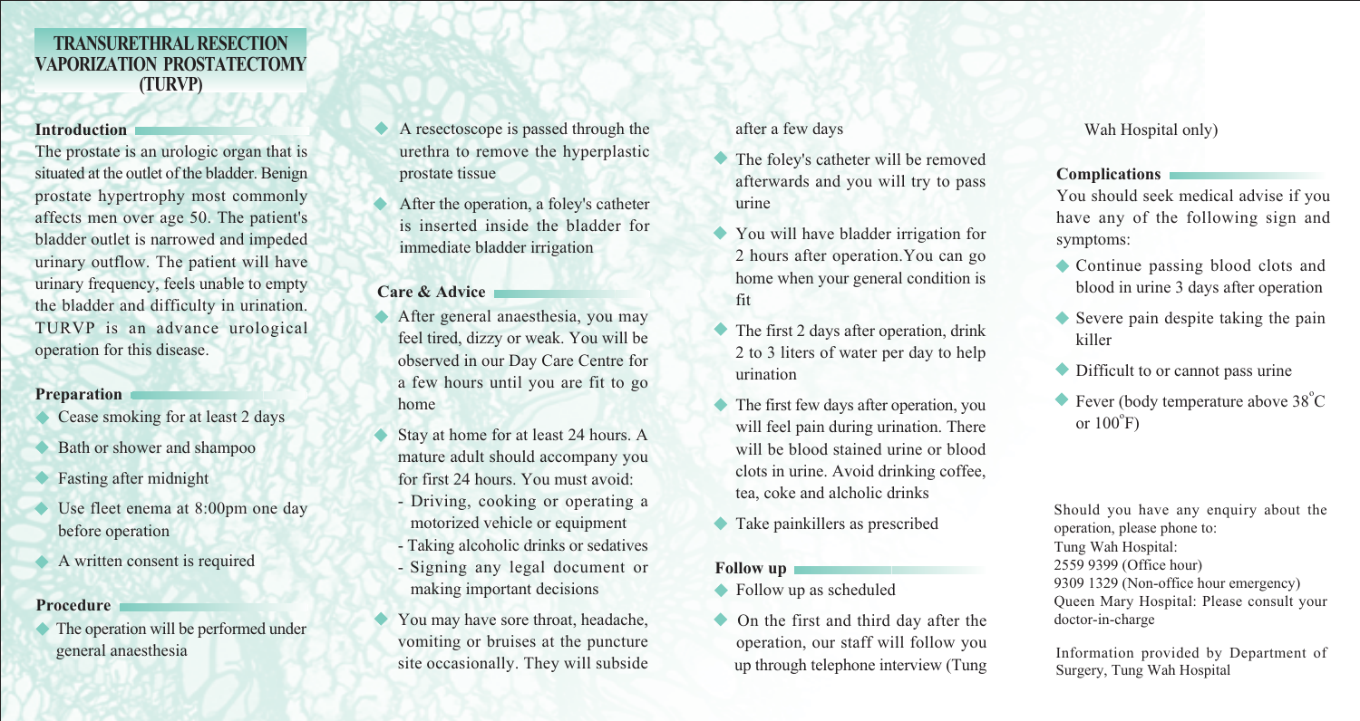# TRANSURETHRAL RESECTION VAPORIZATION PROSTATECTOMY (TURVP)

## Introduction

The prostate is an urologic organ that is situated at the outlet of the bladder. Benign prostate hypertrophy most commonly affects men over age 50. The patient's bladder outlet is narrowed and impeded urinary outflow. The patient will have urinary frequency, feels unable to empty the bladder and difficulty in urination. TURVP is an advance urological operation for this disease.

## Preparation

- Cease smoking for at least 2 days
- Bath or shower and shampoo
- Fasting after midnight
- Use fleet enema at 8:00pm one day before operation
- A written consent is required

## Procedure

- The operation will be performed under general anaesthesia
- A resectoscope is passed through the urethra to remove the hyperplastic prostate tissue
- After the operation, a foley's catheter is inserted inside the bladder for immediate bladder irrigation

## Care & Advice

- After general anaesthesia, you may feel tired, dizzy or weak. You will be observed in our Day Care Centre for a few hours until you are fit to go home
- Stay at home for at least 24 hours. A mature adult should accompany you for first 24 hours. You must avoid:
  - Driving, cooking or operating a motorized vehicle or equipment
  - Taking alcoholic drinks or sedatives
  - Signing any legal document or making important decisions
- You may have sore throat, headache, vomiting or bruises at the puncture site occasionally. They will subside after a few days
- The foley's catheter will be removed afterwards and you will try to pass urine
- You will have bladder irrigation for 2 hours after operation.You can go home when your general condition is fit
- The first 2 days after operation, drink 2 to 3 liters of water per day to help urination
- The first few days after operation, you will feel pain during urination. There will be blood stained urine or blood clots in urine. Avoid drinking coffee, tea, coke and alcholic drinks
- Take painkillers as prescribed

## Follow up

- Follow up as scheduled
- On the first and third day after the operation, our staff will follow you up through telephone interview (Tung Wah Hospital only)

## Complications

You should seek medical advise if you have any of the following sign and symptoms:

- Continue passing blood clots and blood in urine 3 days after operation
- Severe pain despite taking the pain killer
- Difficult to or cannot pass urine
- Fever (body temperature above 38°C or 100°F)

Should you have any enquiry about the operation, please phone to:
Tung Wah Hospital:
2559 9399 (Office hour)
9309 1329 (Non-office hour emergency)
Queen Mary Hospital: Please consult your doctor-in-charge

Information provided by Department of Surgery, Tung Wah Hospital